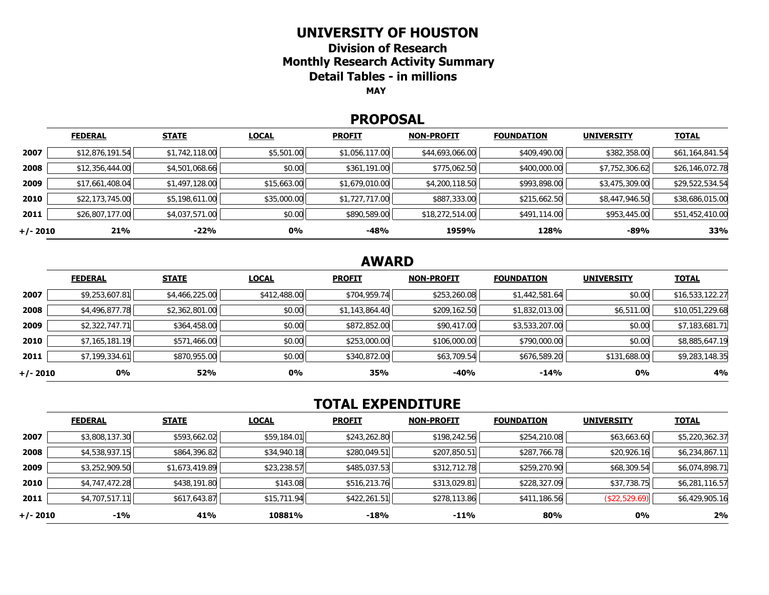# UNIVERSITY OF HOUSTON

## Division of Research

## Monthly Research Activity Summary

## Detail Tables - in millions

**MAY**

## PROPOSAL

| | FEDERAL | STATE | LOCAL | PROFIT | NON-PROFIT | FOUNDATION | UNIVERSITY | TOTAL |
|---|---|---|---|---|---|---|---|---|
| **2007** | $12,876,191.54 | $1,742,118.00 | $5,501.00 | $1,056,117.00 | $44,693,066.00 | $409,490.00 | $382,358.00 | $61,164,841.54 |
| **2008** | $12,356,444.00 | $4,501,068.66 | $0.00 | $361,191.00 | $775,062.50 | $400,000.00 | $7,752,306.62 | $26,146,072.78 |
| **2009** | $17,661,408.04 | $1,497,128.00 | $15,663.00 | $1,679,010.00 | $4,200,118.50 | $993,898.00 | $3,475,309.00 | $29,522,534.54 |
| **2010** | $22,173,745.00 | $5,198,611.00 | $35,000.00 | $1,727,717.00 | $887,333.00 | $215,662.50 | $8,447,946.50 | $38,686,015.00 |
| **2011** | $26,807,177.00 | $4,037,571.00 | $0.00 | $890,589.00 | $18,272,514.00 | $491,114.00 | $953,445.00 | $51,452,410.00 |
| **+/- 2010** | **21%** | **-22%** | **0%** | **-48%** | **1959%** | **128%** | **-89%** | **33%** |

## AWARD

| | FEDERAL | STATE | LOCAL | PROFIT | NON-PROFIT | FOUNDATION | UNIVERSITY | TOTAL |
|---|---|---|---|---|---|---|---|---|
| **2007** | $9,253,607.81 | $4,466,225.00 | $412,488.00 | $704,959.74 | $253,260.08 | $1,442,581.64 | $0.00 | $16,533,122.27 |
| **2008** | $4,496,877.78 | $2,362,801.00 | $0.00 | $1,143,864.40 | $209,162.50 | $1,832,013.00 | $6,511.00 | $10,051,229.68 |
| **2009** | $2,322,747.71 | $364,458.00 | $0.00 | $872,852.00 | $90,417.00 | $3,533,207.00 | $0.00 | $7,183,681.71 |
| **2010** | $7,165,181.19 | $571,466.00 | $0.00 | $253,000.00 | $106,000.00 | $790,000.00 | $0.00 | $8,885,647.19 |
| **2011** | $7,199,334.61 | $870,955.00 | $0.00 | $340,872.00 | $63,709.54 | $676,589.20 | $131,688.00 | $9,283,148.35 |
| **+/- 2010** | **0%** | **52%** | **0%** | **35%** | **-40%** | **-14%** | **0%** | **4%** |

## TOTAL EXPENDITURE

| | FEDERAL | STATE | LOCAL | PROFIT | NON-PROFIT | FOUNDATION | UNIVERSITY | TOTAL |
|---|---|---|---|---|---|---|---|---|
| **2007** | $3,808,137.30 | $593,662.02 | $59,184.01 | $243,262.80 | $198,242.56 | $254,210.08 | $63,663.60 | $5,220,362.37 |
| **2008** | $4,538,937.15 | $864,396.82 | $34,940.18 | $280,049.51 | $207,850.51 | $287,766.78 | $20,926.16 | $6,234,867.11 |
| **2009** | $3,252,909.50 | $1,673,419.89 | $23,238.57 | $485,037.53 | $312,712.78 | $259,270.90 | $68,309.54 | $6,074,898.71 |
| **2010** | $4,747,472.28 | $438,191.80 | $143.08 | $516,213.76 | $313,029.81 | $228,327.09 | $37,738.75 | $6,281,116.57 |
| **2011** | $4,707,517.11 | $617,643.87 | $15,711.94 | $422,261.51 | $278,113.86 | $411,186.56 | ($22,529.69) | $6,429,905.16 |
| **+/- 2010** | **-1%** | **41%** | **10881%** | **-18%** | **-11%** | **80%** | **0%** | **2%** |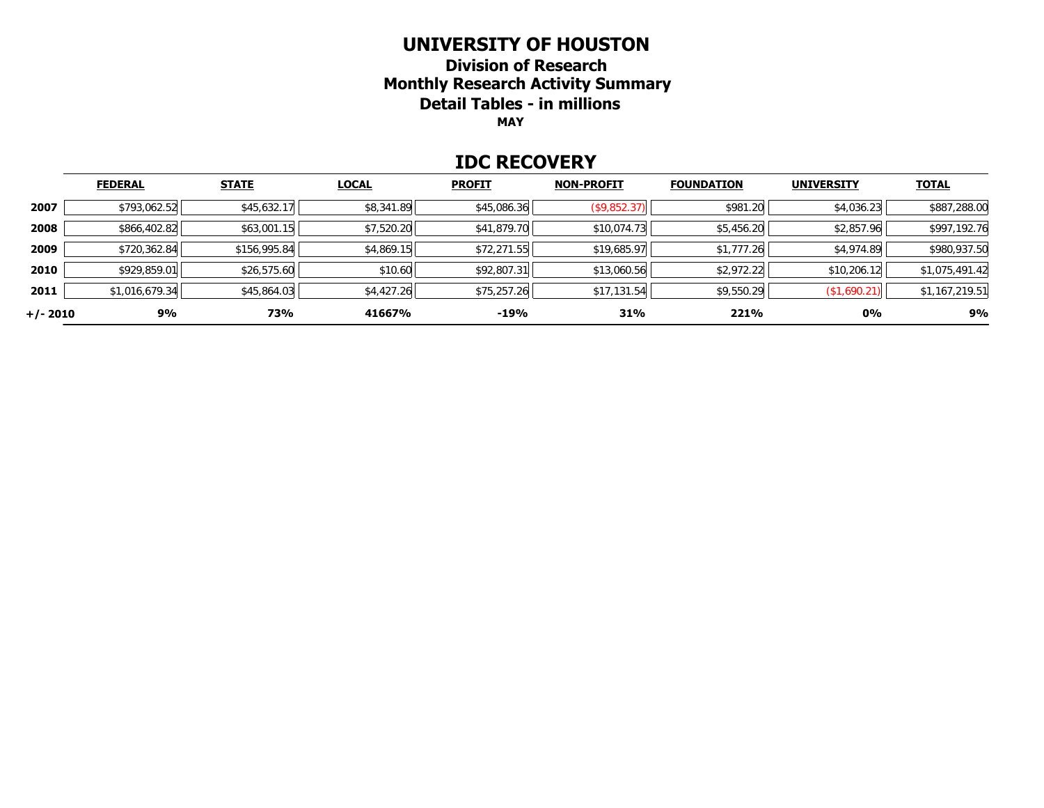# UNIVERSITY OF HOUSTON

## Division of Research

## Monthly Research Activity Summary

## Detail Tables - in millions

**MAY**

## IDC RECOVERY

| | FEDERAL | STATE | LOCAL | PROFIT | NON-PROFIT | FOUNDATION | UNIVERSITY | TOTAL |
|---|---|---|---|---|---|---|---|---|
| **2007** | $793,062.52 | $45,632.17 | $8,341.89 | $45,086.36 | ($9,852.37) | $981.20 | $4,036.23 | $887,288.00 |
| **2008** | $866,402.82 | $63,001.15 | $7,520.20 | $41,879.70 | $10,074.73 | $5,456.20 | $2,857.96 | $997,192.76 |
| **2009** | $720,362.84 | $156,995.84 | $4,869.15 | $72,271.55 | $19,685.97 | $1,777.26 | $4,974.89 | $980,937.50 |
| **2010** | $929,859.01 | $26,575.60 | $10.60 | $92,807.31 | $13,060.56 | $2,972.22 | $10,206.12 | $1,075,491.42 |
| **2011** | $1,016,679.34 | $45,864.03 | $4,427.26 | $75,257.26 | $17,131.54 | $9,550.29 | ($1,690.21) | $1,167,219.51 |
| **+/- 2010** | **9%** | **73%** | **41667%** | **-19%** | **31%** | **221%** | **0%** | **9%** |